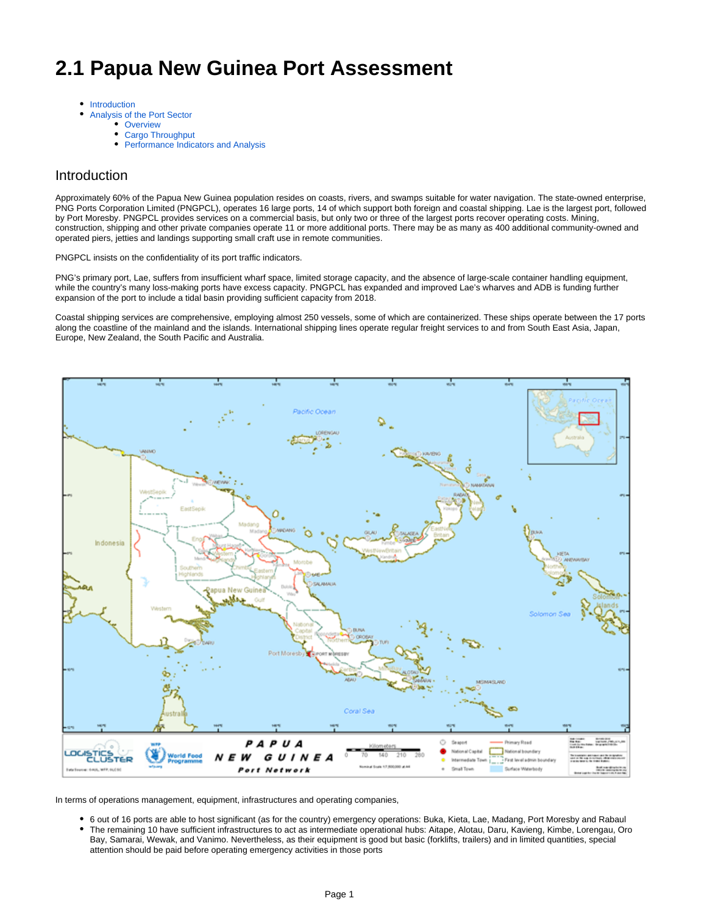# 2.1 Papua New Guinea Port Assessment

- Introduction
- Analysis of the Port Sector
    - Overview
    - Cargo Throughput
    - Performance Indicators and Analysis

## Introduction

Approximately 60% of the Papua New Guinea population resides on coasts, rivers, and swamps suitable for water navigation. The state-owned enterprise, PNG Ports Corporation Limited (PNGPCL), operates 16 large ports, 14 of which support both foreign and coastal shipping. Lae is the largest port, followed by Port Moresby. PNGPCL provides services on a commercial basis, but only two or three of the largest ports recover operating costs. Mining, construction, shipping and other private companies operate 11 or more additional ports. There may be as many as 400 additional community-owned and operated piers, jetties and landings supporting small craft use in remote communities.

PNGPCL insists on the confidentiality of its port traffic indicators.

PNG's primary port, Lae, suffers from insufficient wharf space, limited storage capacity, and the absence of large-scale container handling equipment, while the country's many loss-making ports have excess capacity. PNGPCL has expanded and improved Lae's wharves and ADB is funding further expansion of the port to include a tidal basin providing sufficient capacity from 2018.

Coastal shipping services are comprehensive, employing almost 250 vessels, some of which are containerized. These ships operate between the 17 ports along the coastline of the mainland and the islands. International shipping lines operate regular freight services to and from South East Asia, Japan, Europe, New Zealand, the South Pacific and Australia.

In terms of operations management, equipment, infrastructures and operating companies,

- 6 out of 16 ports are able to host significant (as for the country) emergency operations: Buka, Kieta, Lae, Madang, Port Moresby and Rabaul
- The remaining 10 have sufficient infrastructures to act as intermediate operational hubs: Aitape, Alotau, Daru, Kavieng, Kimbe, Lorengau, Oro Bay, Samarai, Wewak, and Vanimo. Nevertheless, as their equipment is good but basic (forklifts, trailers) and in limited quantities, special attention should be paid before operating emergency activities in those ports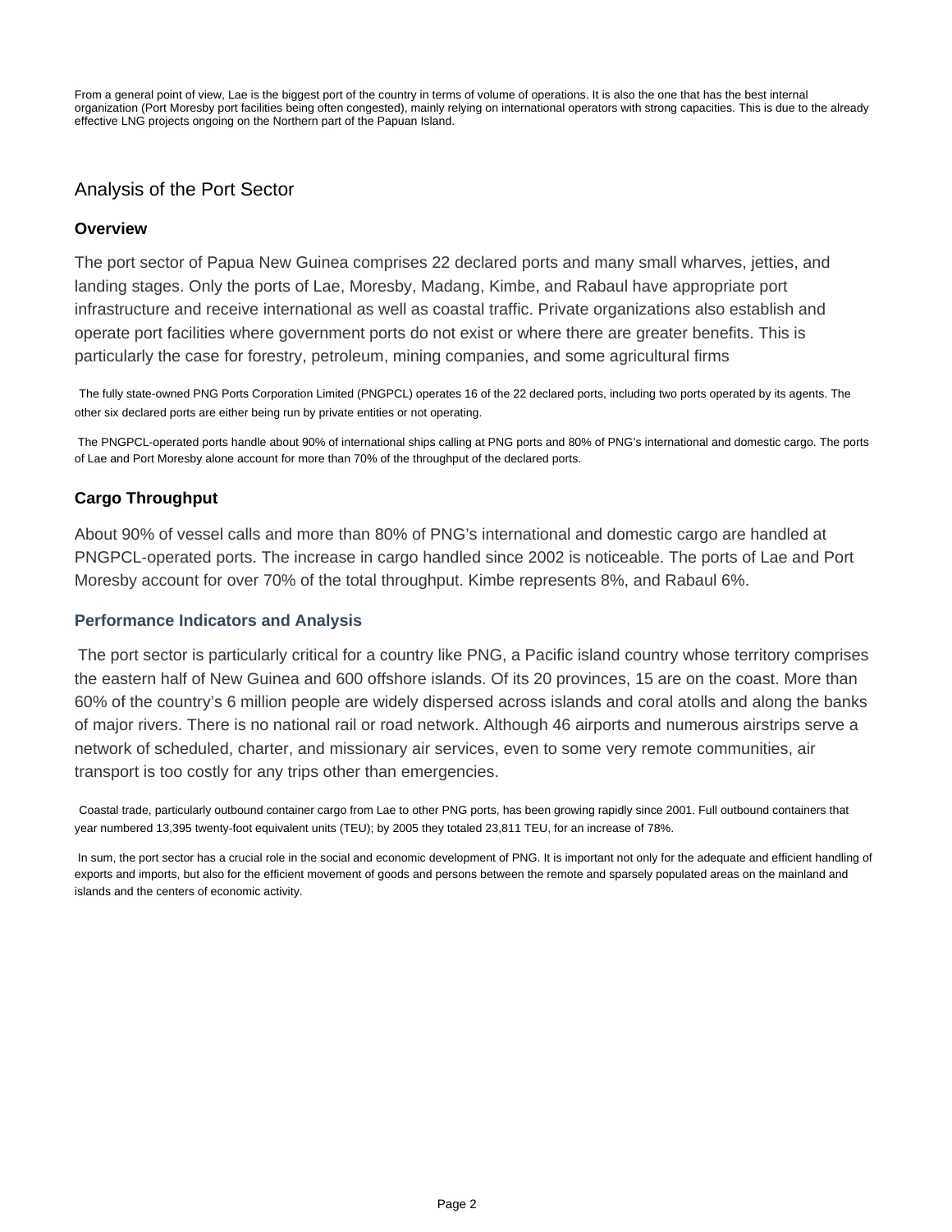From a general point of view, Lae is the biggest port of the country in terms of volume of operations. It is also the one that has the best internal organization (Port Moresby port facilities being often congested), mainly relying on international operators with strong capacities. This is due to the already effective LNG projects ongoing on the Northern part of the Papuan Island.

## Analysis of the Port Sector

### Overview

The port sector of Papua New Guinea comprises 22 declared ports and many small wharves, jetties, and landing stages. Only the ports of Lae, Moresby, Madang, Kimbe, and Rabaul have appropriate port infrastructure and receive international as well as coastal traffic. Private organizations also establish and operate port facilities where government ports do not exist or where there are greater benefits. This is particularly the case for forestry, petroleum, mining companies, and some agricultural firms

The fully state-owned PNG Ports Corporation Limited (PNGPCL) operates 16 of the 22 declared ports, including two ports operated by its agents. The other six declared ports are either being run by private entities or not operating.

The PNGPCL-operated ports handle about 90% of international ships calling at PNG ports and 80% of PNG's international and domestic cargo. The ports of Lae and Port Moresby alone account for more than 70% of the throughput of the declared ports.

### Cargo Throughput

About 90% of vessel calls and more than 80% of PNG's international and domestic cargo are handled at PNGPCL-operated ports. The increase in cargo handled since 2002 is noticeable. The ports of Lae and Port Moresby account for over 70% of the total throughput. Kimbe represents 8%, and Rabaul 6%.

### Performance Indicators and Analysis

The port sector is particularly critical for a country like PNG, a Pacific island country whose territory comprises the eastern half of New Guinea and 600 offshore islands. Of its 20 provinces, 15 are on the coast. More than 60% of the country's 6 million people are widely dispersed across islands and coral atolls and along the banks of major rivers. There is no national rail or road network. Although 46 airports and numerous airstrips serve a network of scheduled, charter, and missionary air services, even to some very remote communities, air transport is too costly for any trips other than emergencies.

Coastal trade, particularly outbound container cargo from Lae to other PNG ports, has been growing rapidly since 2001. Full outbound containers that year numbered 13,395 twenty-foot equivalent units (TEU); by 2005 they totaled 23,811 TEU, for an increase of 78%.

In sum, the port sector has a crucial role in the social and economic development of PNG. It is important not only for the adequate and efficient handling of exports and imports, but also for the efficient movement of goods and persons between the remote and sparsely populated areas on the mainland and islands and the centers of economic activity.